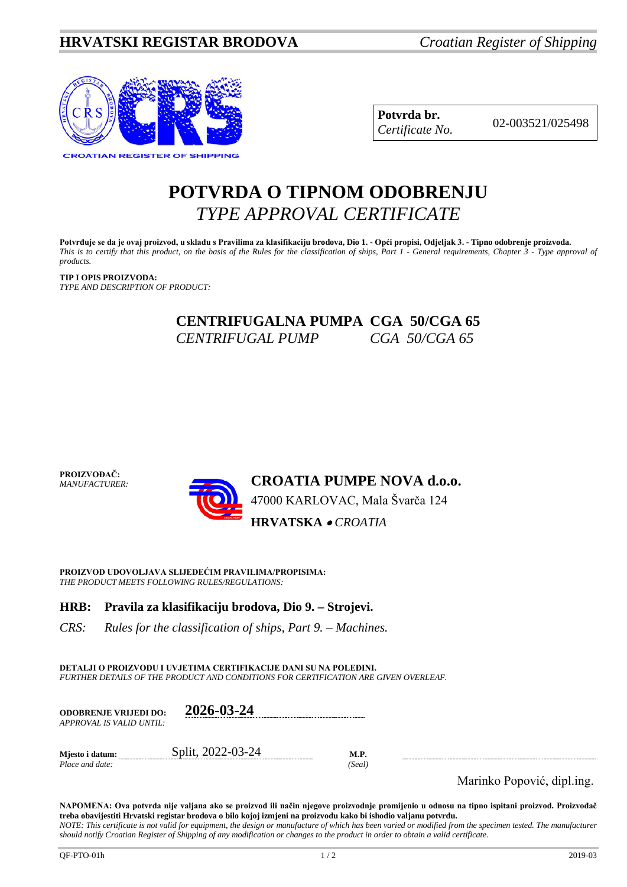**HRVATSKI REGISTAR BRODOVA** *Croatian Register of Shipping*

| **Potvrda br.** *Certificate No.* | 02-003521/025498 |
|---|---|

# POTVRDA O TIPNOM ODOBRENJU
# *TYPE APPROVAL CERTIFICATE*

**Potvrđuje se da je ovaj proizvod, u skladu s Pravilima za klasifikaciju brodova, Dio 1. - Opći propisi, Odjeljak 3. - Tipno odobrenje proizvoda.**
*This is to certify that this product, on the basis of the Rules for the classification of ships, Part 1 - General requirements, Chapter 3 - Type approval of products.*

**TIP I OPIS PROIZVODA:**
*TYPE AND DESCRIPTION OF PRODUCT:*

**CENTRIFUGALNA PUMPA CGA 50/CGA 65**
*CENTRIFUGAL PUMP CGA 50/CGA 65*

**PROIZVOĐAČ:**
*MANUFACTURER:*

**CROATIA PUMPE NOVA d.o.o.**
47000 KARLOVAC, Mala Švarča 124
**HRVATSKA** • *CROATIA*

**PROIZVOD UDOVOLJAVA SLIJEDEĆIM PRAVILIMA/PROPISIMA:**
*THE PRODUCT MEETS FOLLOWING RULES/REGULATIONS:*

**HRB: Pravila za klasifikaciju brodova, Dio 9. – Strojevi.**

*CRS: Rules for the classification of ships, Part 9. – Machines.*

**DETALJI O PROIZVODU I UVJETIMA CERTIFIKACIJE DANI SU NA POLEĐINI.**
*FURTHER DETAILS OF THE PRODUCT AND CONDITIONS FOR CERTIFICATION ARE GIVEN OVERLEAF.*

**ODOBRENJE VRIJEDI DO:** *APPROVAL IS VALID UNTIL:* **2026-03-24**

**Mjesto i datum:** *Place and date:* Split, 2022-03-24

**M.P.** *(Seal)*

Marinko Popović, dipl.ing.

**NAPOMENA: Ova potvrda nije valjana ako se proizvod ili način njegove proizvodnje promijenio u odnosu na tipno ispitani proizvod. Proizvođač treba obavijestiti Hrvatski registar brodova o bilo kojoj izmjeni na proizvodu kako bi ishodio valjanu potvrdu.**
*NOTE: This certificate is not valid for equipment, the design or manufacture of which has been varied or modified from the specimen tested. The manufacturer should notify Croatian Register of Shipping of any modification or changes to the product in order to obtain a valid certificate.*

QF-PTO-01h 2019-03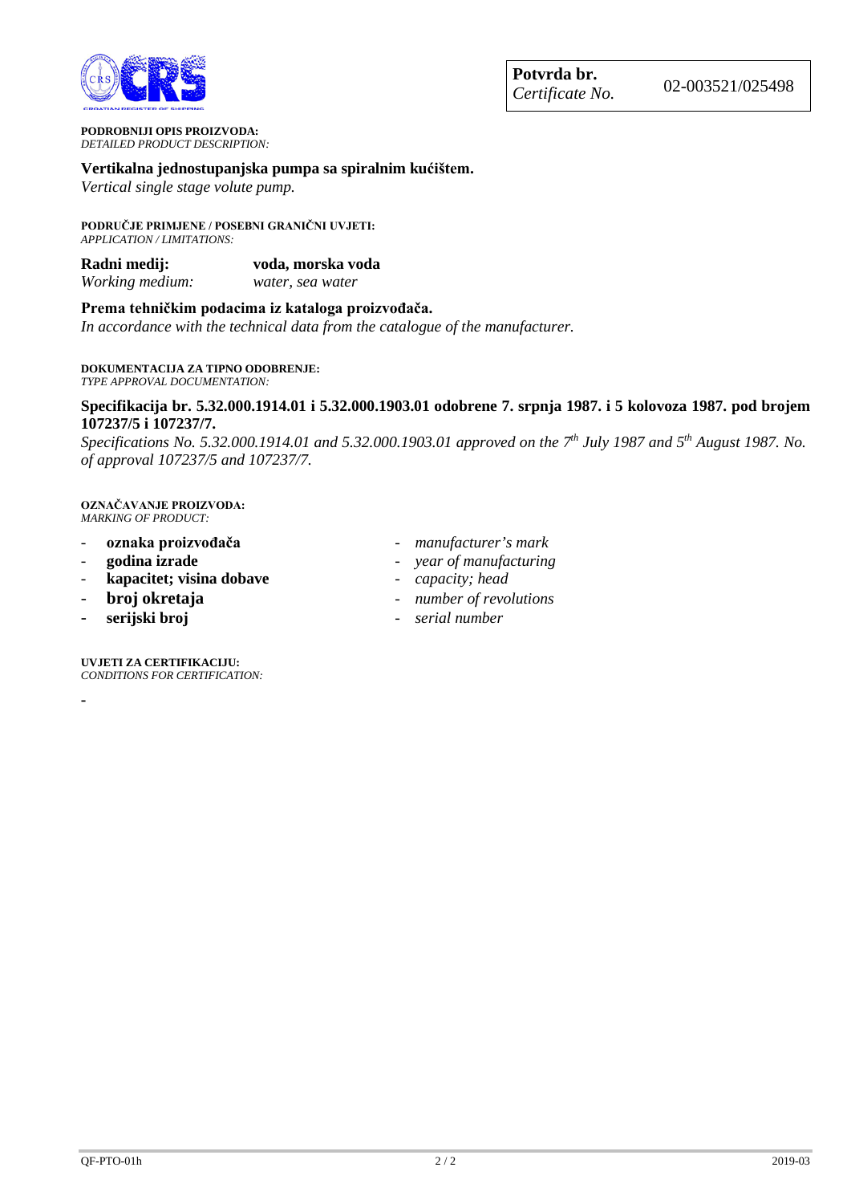**Potvrda br.**
*Certificate No.* 02-003521/025498

**PODROBNIJI OPIS PROIZVODA:**
*DETAILED PRODUCT DESCRIPTION:*

**Vertikalna jednostupanjska pumpa sa spiralnim kućištem.**
*Vertical single stage volute pump.*

**PODRUČJE PRIMJENE / POSEBNI GRANIČNI UVJETI:**
*APPLICATION / LIMITATIONS:*

**Radni medij:** **voda, morska voda**
*Working medium:* *water, sea water*

**Prema tehničkim podacima iz kataloga proizvođača.**
*In accordance with the technical data from the catalogue of the manufacturer.*

**DOKUMENTACIJA ZA TIPNO ODOBRENJE:**
*TYPE APPROVAL DOCUMENTATION:*

**Specifikacija br. 5.32.000.1914.01 i 5.32.000.1903.01 odobrene 7. srpnja 1987. i 5 kolovoza 1987. pod brojem 107237/5 i 107237/7.**
*Specifications No. 5.32.000.1914.01 and 5.32.000.1903.01 approved on the 7th July 1987 and 5th August 1987. No. of approval 107237/5 and 107237/7.*

**OZNAČAVANJE PROIZVODA:**
*MARKING OF PRODUCT:*

- **oznaka proizvođača** - *manufacturer's mark*
- **godina izrade** - *year of manufacturing*
- **kapacitet; visina dobave** - *capacity; head*
- **broj okretaja** - *number of revolutions*
- **serijski broj** - *serial number*

**UVJETI ZA CERTIFIKACIJU:**
*CONDITIONS FOR CERTIFICATION:*

-